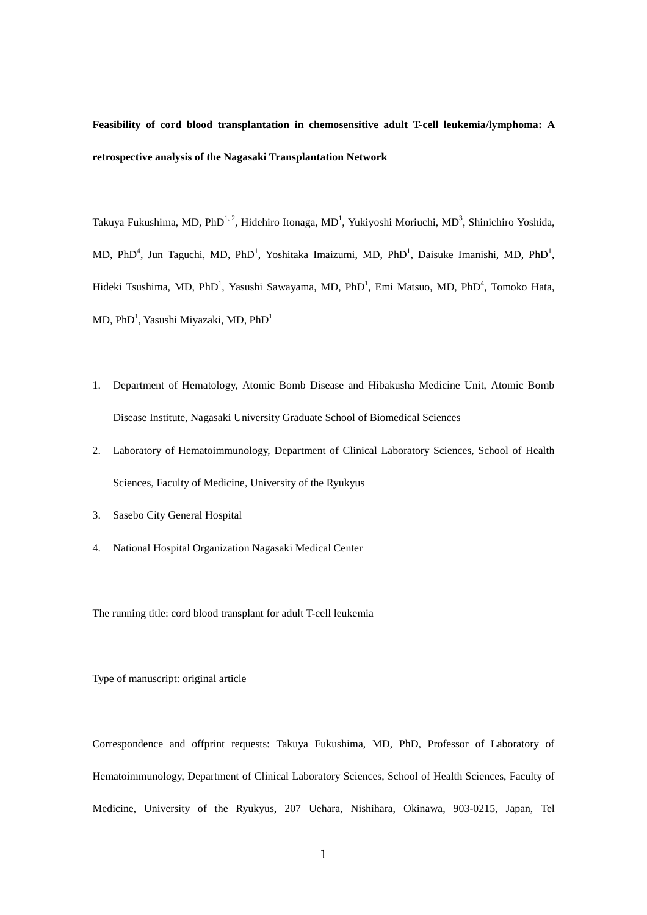**Feasibility of cord blood transplantation in chemosensitive adult T-cell leukemia/lymphoma: A retrospective analysis of the Nagasaki Transplantation Network**

Takuya Fukushima, MD, PhD[1, 2], Hidehiro Itonaga, MD[1], Yukiyoshi Moriuchi, MD[3], Shinichiro Yoshida, MD, PhD[4], Jun Taguchi, MD, PhD[1], Yoshitaka Imaizumi, MD, PhD[1], Daisuke Imanishi, MD, PhD[1], Hideki Tsushima, MD, PhD[1], Yasushi Sawayama, MD, PhD[1], Emi Matsuo, MD, PhD[4], Tomoko Hata, MD, PhD[1], Yasushi Miyazaki, MD, PhD[1]

1. Department of Hematology, Atomic Bomb Disease and Hibakusha Medicine Unit, Atomic Bomb Disease Institute, Nagasaki University Graduate School of Biomedical Sciences
2. Laboratory of Hematoimmunology, Department of Clinical Laboratory Sciences, School of Health Sciences, Faculty of Medicine, University of the Ryukyus
3. Sasebo City General Hospital
4. National Hospital Organization Nagasaki Medical Center

The running title: cord blood transplant for adult T-cell leukemia

Type of manuscript: original article

Correspondence and offprint requests: Takuya Fukushima, MD, PhD, Professor of Laboratory of Hematoimmunology, Department of Clinical Laboratory Sciences, School of Health Sciences, Faculty of Medicine, University of the Ryukyus, 207 Uehara, Nishihara, Okinawa, 903-0215, Japan, Tel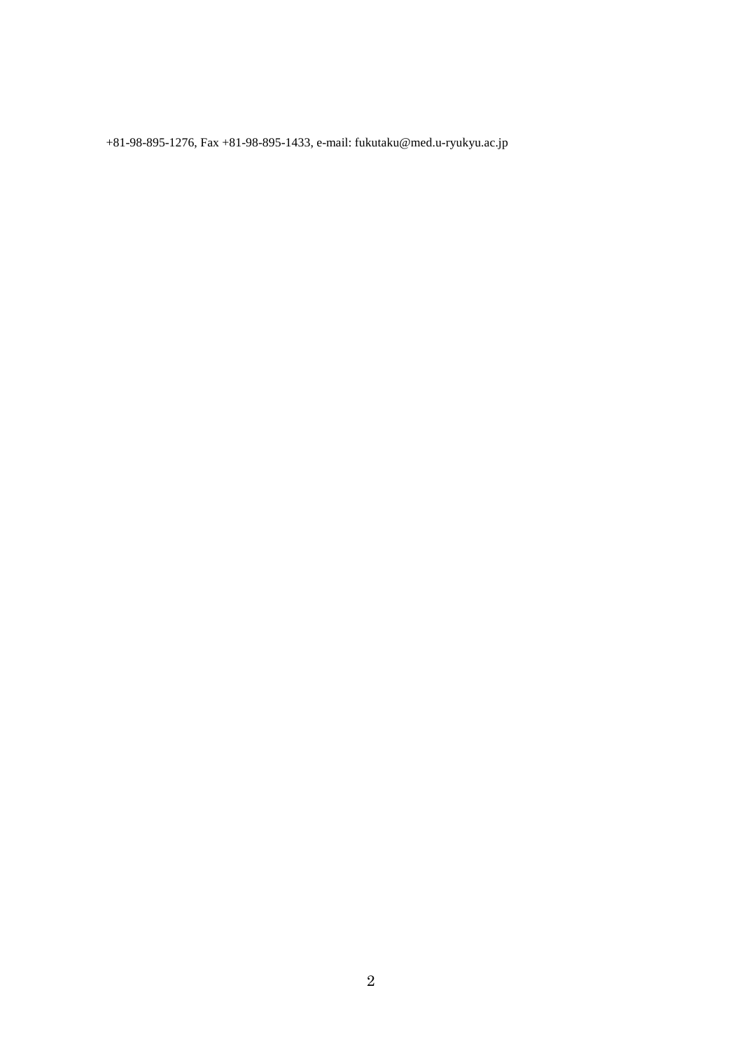+81-98-895-1276, Fax +81-98-895-1433, e-mail: fukutaku@med.u-ryukyu.ac.jp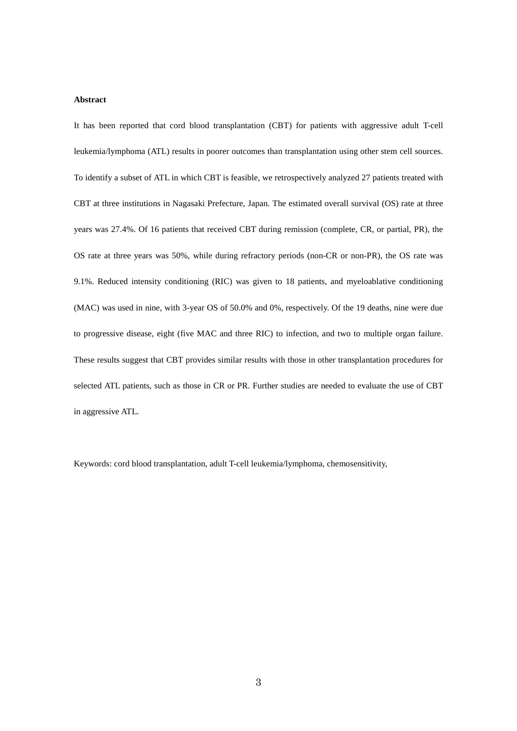**Abstract**

It has been reported that cord blood transplantation (CBT) for patients with aggressive adult T-cell leukemia/lymphoma (ATL) results in poorer outcomes than transplantation using other stem cell sources. To identify a subset of ATL in which CBT is feasible, we retrospectively analyzed 27 patients treated with CBT at three institutions in Nagasaki Prefecture, Japan. The estimated overall survival (OS) rate at three years was 27.4%. Of 16 patients that received CBT during remission (complete, CR, or partial, PR), the OS rate at three years was 50%, while during refractory periods (non-CR or non-PR), the OS rate was 9.1%. Reduced intensity conditioning (RIC) was given to 18 patients, and myeloablative conditioning (MAC) was used in nine, with 3-year OS of 50.0% and 0%, respectively. Of the 19 deaths, nine were due to progressive disease, eight (five MAC and three RIC) to infection, and two to multiple organ failure. These results suggest that CBT provides similar results with those in other transplantation procedures for selected ATL patients, such as those in CR or PR. Further studies are needed to evaluate the use of CBT in aggressive ATL.

Keywords: cord blood transplantation, adult T-cell leukemia/lymphoma, chemosensitivity,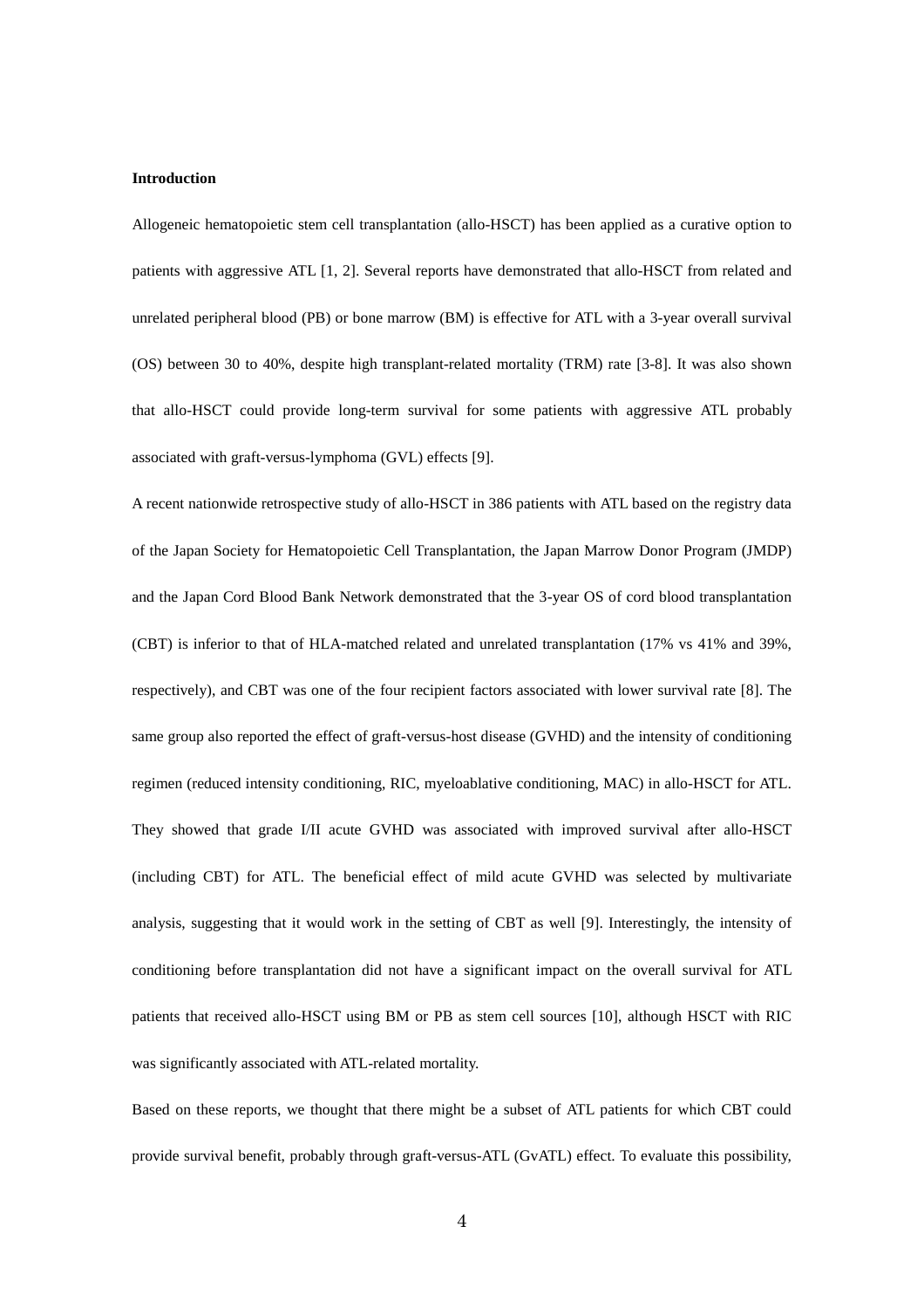**Introduction**

Allogeneic hematopoietic stem cell transplantation (allo-HSCT) has been applied as a curative option to patients with aggressive ATL [1, 2]. Several reports have demonstrated that allo-HSCT from related and unrelated peripheral blood (PB) or bone marrow (BM) is effective for ATL with a 3-year overall survival (OS) between 30 to 40%, despite high transplant-related mortality (TRM) rate [3-8]. It was also shown that allo-HSCT could provide long-term survival for some patients with aggressive ATL probably associated with graft-versus-lymphoma (GVL) effects [9].

A recent nationwide retrospective study of allo-HSCT in 386 patients with ATL based on the registry data of the Japan Society for Hematopoietic Cell Transplantation, the Japan Marrow Donor Program (JMDP) and the Japan Cord Blood Bank Network demonstrated that the 3-year OS of cord blood transplantation (CBT) is inferior to that of HLA-matched related and unrelated transplantation (17% vs 41% and 39%, respectively), and CBT was one of the four recipient factors associated with lower survival rate [8]. The same group also reported the effect of graft-versus-host disease (GVHD) and the intensity of conditioning regimen (reduced intensity conditioning, RIC, myeloablative conditioning, MAC) in allo-HSCT for ATL. They showed that grade I/II acute GVHD was associated with improved survival after allo-HSCT (including CBT) for ATL. The beneficial effect of mild acute GVHD was selected by multivariate analysis, suggesting that it would work in the setting of CBT as well [9]. Interestingly, the intensity of conditioning before transplantation did not have a significant impact on the overall survival for ATL patients that received allo-HSCT using BM or PB as stem cell sources [10], although HSCT with RIC was significantly associated with ATL-related mortality.

Based on these reports, we thought that there might be a subset of ATL patients for which CBT could provide survival benefit, probably through graft-versus-ATL (GvATL) effect. To evaluate this possibility,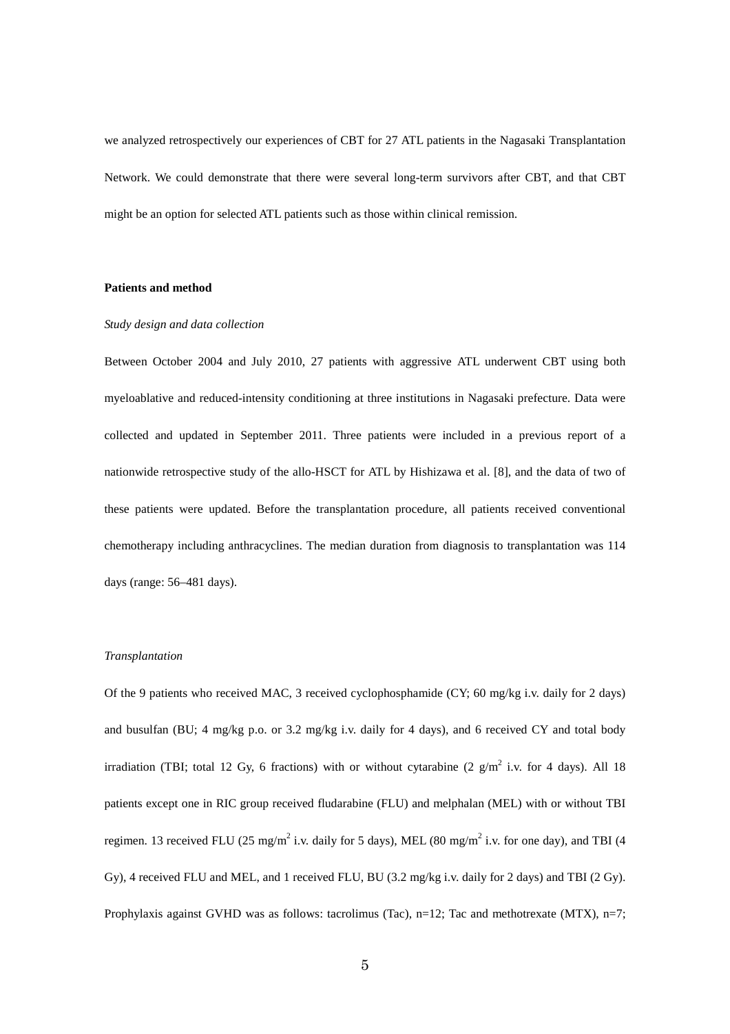we analyzed retrospectively our experiences of CBT for 27 ATL patients in the Nagasaki Transplantation Network. We could demonstrate that there were several long-term survivors after CBT, and that CBT might be an option for selected ATL patients such as those within clinical remission.

**Patients and method**

*Study design and data collection*

Between October 2004 and July 2010, 27 patients with aggressive ATL underwent CBT using both myeloablative and reduced-intensity conditioning at three institutions in Nagasaki prefecture. Data were collected and updated in September 2011. Three patients were included in a previous report of a nationwide retrospective study of the allo-HSCT for ATL by Hishizawa et al. [8], and the data of two of these patients were updated. Before the transplantation procedure, all patients received conventional chemotherapy including anthracyclines. The median duration from diagnosis to transplantation was 114 days (range: 56–481 days).

*Transplantation*

Of the 9 patients who received MAC, 3 received cyclophosphamide (CY; 60 mg/kg i.v. daily for 2 days) and busulfan (BU; 4 mg/kg p.o. or 3.2 mg/kg i.v. daily for 4 days), and 6 received CY and total body irradiation (TBI; total 12 Gy, 6 fractions) with or without cytarabine (2 g/$m^2$ i.v. for 4 days). All 18 patients except one in RIC group received fludarabine (FLU) and melphalan (MEL) with or without TBI regimen. 13 received FLU (25 mg/$m^2$ i.v. daily for 5 days), MEL (80 mg/$m^2$ i.v. for one day), and TBI (4 Gy), 4 received FLU and MEL, and 1 received FLU, BU (3.2 mg/kg i.v. daily for 2 days) and TBI (2 Gy). Prophylaxis against GVHD was as follows: tacrolimus (Tac), n=12; Tac and methotrexate (MTX), n=7;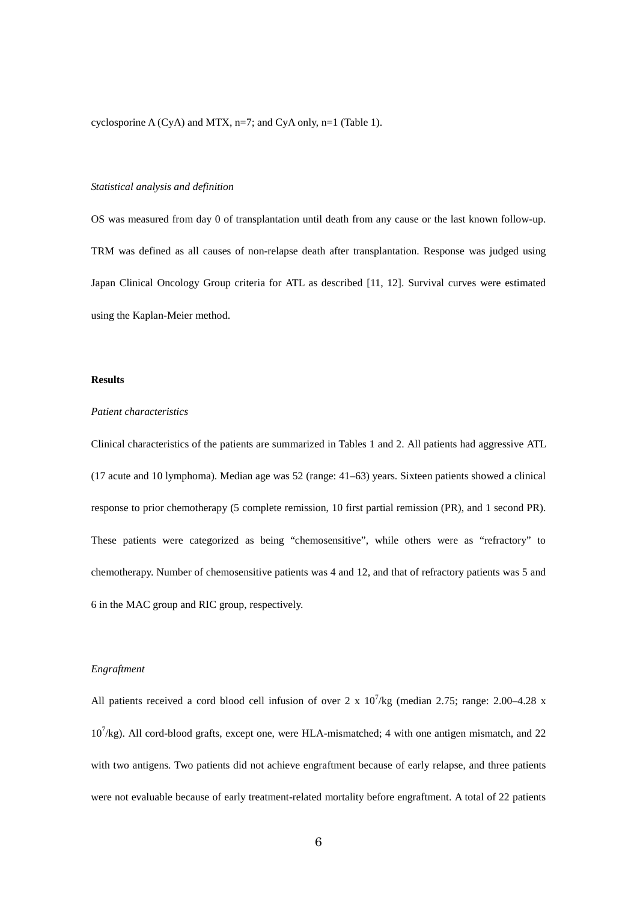cyclosporine A (CyA) and MTX, n=7; and CyA only, n=1 (Table 1).

*Statistical analysis and definition*

OS was measured from day 0 of transplantation until death from any cause or the last known follow-up. TRM was defined as all causes of non-relapse death after transplantation. Response was judged using Japan Clinical Oncology Group criteria for ATL as described [11, 12]. Survival curves were estimated using the Kaplan-Meier method.

## Results

*Patient characteristics*

Clinical characteristics of the patients are summarized in Tables 1 and 2. All patients had aggressive ATL (17 acute and 10 lymphoma). Median age was 52 (range: 41–63) years. Sixteen patients showed a clinical response to prior chemotherapy (5 complete remission, 10 first partial remission (PR), and 1 second PR). These patients were categorized as being "chemosensitive", while others were as "refractory" to chemotherapy. Number of chemosensitive patients was 4 and 12, and that of refractory patients was 5 and 6 in the MAC group and RIC group, respectively.

*Engraftment*

All patients received a cord blood cell infusion of over 2 x $10^7$/kg (median 2.75; range: 2.00–4.28 x $10^7$/kg). All cord-blood grafts, except one, were HLA-mismatched; 4 with one antigen mismatch, and 22 with two antigens. Two patients did not achieve engraftment because of early relapse, and three patients were not evaluable because of early treatment-related mortality before engraftment. A total of 22 patients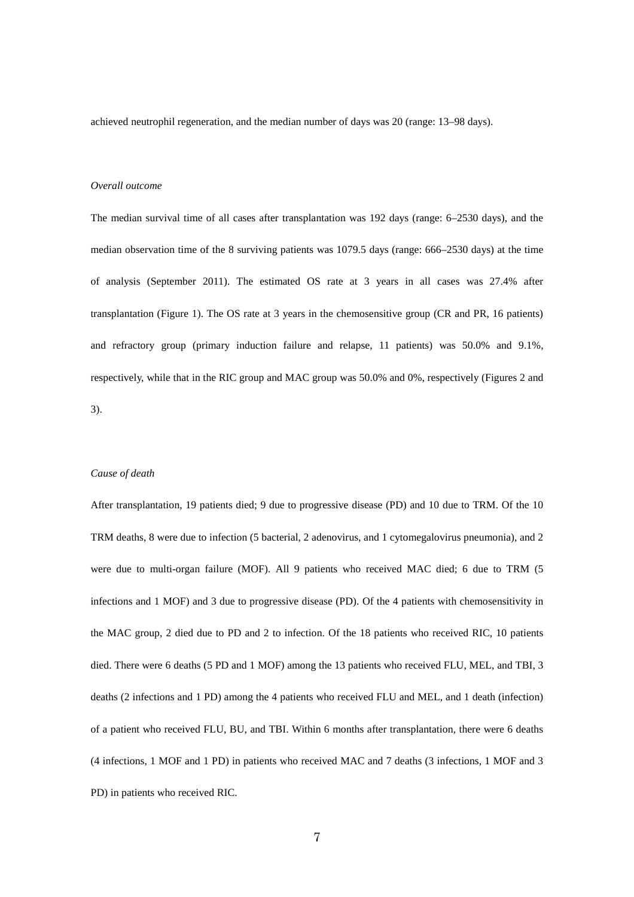achieved neutrophil regeneration, and the median number of days was 20 (range: 13–98 days).

*Overall outcome*

The median survival time of all cases after transplantation was 192 days (range: 6–2530 days), and the median observation time of the 8 surviving patients was 1079.5 days (range: 666–2530 days) at the time of analysis (September 2011). The estimated OS rate at 3 years in all cases was 27.4% after transplantation (Figure 1). The OS rate at 3 years in the chemosensitive group (CR and PR, 16 patients) and refractory group (primary induction failure and relapse, 11 patients) was 50.0% and 9.1%, respectively, while that in the RIC group and MAC group was 50.0% and 0%, respectively (Figures 2 and 3).

*Cause of death*

After transplantation, 19 patients died; 9 due to progressive disease (PD) and 10 due to TRM. Of the 10 TRM deaths, 8 were due to infection (5 bacterial, 2 adenovirus, and 1 cytomegalovirus pneumonia), and 2 were due to multi-organ failure (MOF). All 9 patients who received MAC died; 6 due to TRM (5 infections and 1 MOF) and 3 due to progressive disease (PD). Of the 4 patients with chemosensitivity in the MAC group, 2 died due to PD and 2 to infection. Of the 18 patients who received RIC, 10 patients died. There were 6 deaths (5 PD and 1 MOF) among the 13 patients who received FLU, MEL, and TBI, 3 deaths (2 infections and 1 PD) among the 4 patients who received FLU and MEL, and 1 death (infection) of a patient who received FLU, BU, and TBI. Within 6 months after transplantation, there were 6 deaths (4 infections, 1 MOF and 1 PD) in patients who received MAC and 7 deaths (3 infections, 1 MOF and 3 PD) in patients who received RIC.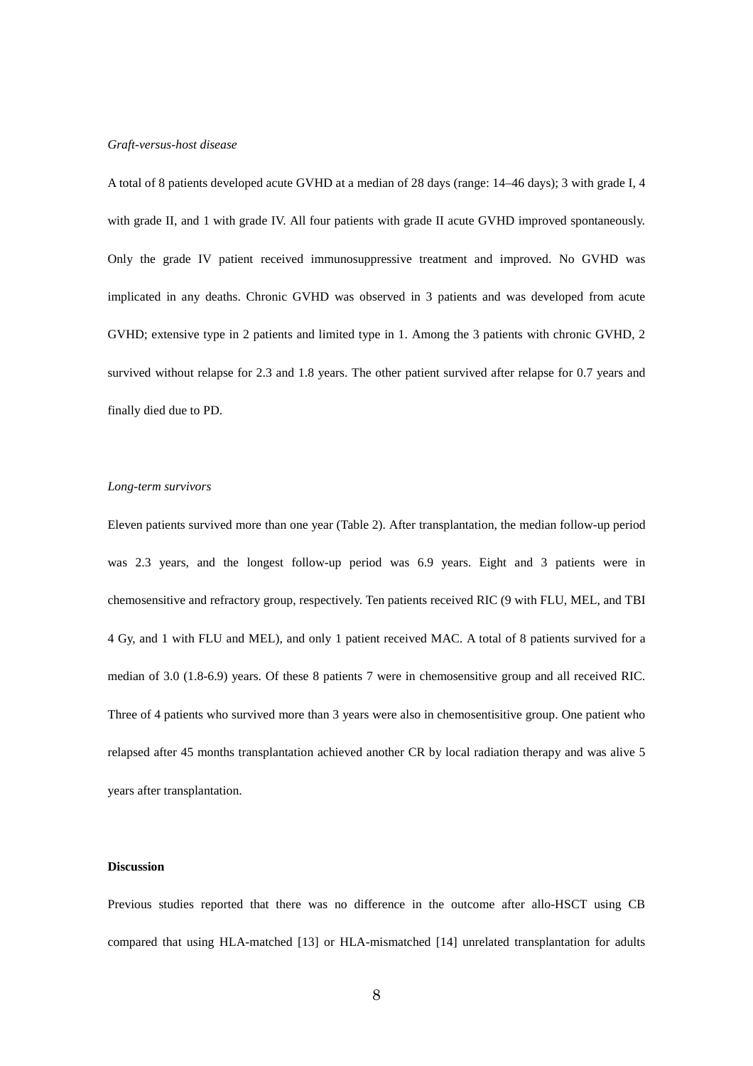*Graft-versus-host disease*

A total of 8 patients developed acute GVHD at a median of 28 days (range: 14–46 days); 3 with grade I, 4 with grade II, and 1 with grade IV. All four patients with grade II acute GVHD improved spontaneously. Only the grade IV patient received immunosuppressive treatment and improved. No GVHD was implicated in any deaths. Chronic GVHD was observed in 3 patients and was developed from acute GVHD; extensive type in 2 patients and limited type in 1. Among the 3 patients with chronic GVHD, 2 survived without relapse for 2.3 and 1.8 years. The other patient survived after relapse for 0.7 years and finally died due to PD.

*Long-term survivors*

Eleven patients survived more than one year (Table 2). After transplantation, the median follow-up period was 2.3 years, and the longest follow-up period was 6.9 years. Eight and 3 patients were in chemosensitive and refractory group, respectively. Ten patients received RIC (9 with FLU, MEL, and TBI 4 Gy, and 1 with FLU and MEL), and only 1 patient received MAC. A total of 8 patients survived for a median of 3.0 (1.8-6.9) years. Of these 8 patients 7 were in chemosensitive group and all received RIC. Three of 4 patients who survived more than 3 years were also in chemosentisitive group. One patient who relapsed after 45 months transplantation achieved another CR by local radiation therapy and was alive 5 years after transplantation.

**Discussion**

Previous studies reported that there was no difference in the outcome after allo-HSCT using CB compared that using HLA-matched [13] or HLA-mismatched [14] unrelated transplantation for adults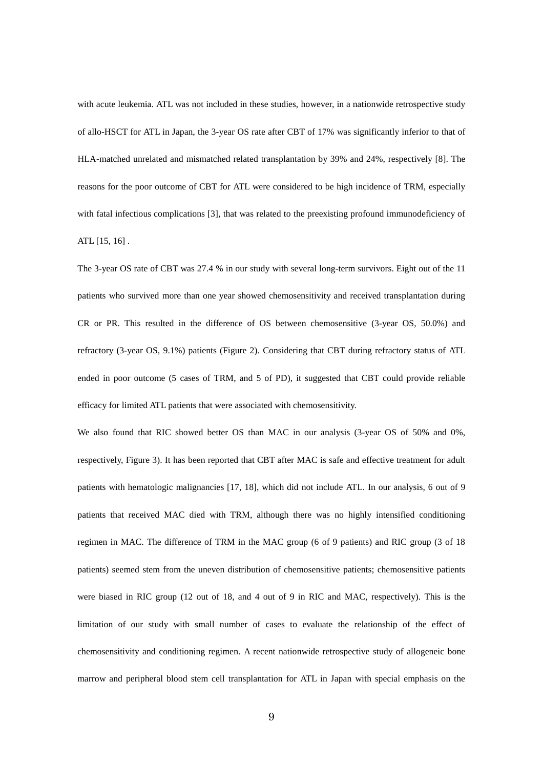with acute leukemia. ATL was not included in these studies, however, in a nationwide retrospective study of allo-HSCT for ATL in Japan, the 3-year OS rate after CBT of 17% was significantly inferior to that of HLA-matched unrelated and mismatched related transplantation by 39% and 24%, respectively [8]. The reasons for the poor outcome of CBT for ATL were considered to be high incidence of TRM, especially with fatal infectious complications [3], that was related to the preexisting profound immunodeficiency of ATL [15, 16] .

The 3-year OS rate of CBT was 27.4 % in our study with several long-term survivors. Eight out of the 11 patients who survived more than one year showed chemosensitivity and received transplantation during CR or PR. This resulted in the difference of OS between chemosensitive (3-year OS, 50.0%) and refractory (3-year OS, 9.1%) patients (Figure 2). Considering that CBT during refractory status of ATL ended in poor outcome (5 cases of TRM, and 5 of PD), it suggested that CBT could provide reliable efficacy for limited ATL patients that were associated with chemosensitivity.

We also found that RIC showed better OS than MAC in our analysis (3-year OS of 50% and 0%, respectively, Figure 3). It has been reported that CBT after MAC is safe and effective treatment for adult patients with hematologic malignancies [17, 18], which did not include ATL. In our analysis, 6 out of 9 patients that received MAC died with TRM, although there was no highly intensified conditioning regimen in MAC. The difference of TRM in the MAC group (6 of 9 patients) and RIC group (3 of 18 patients) seemed stem from the uneven distribution of chemosensitive patients; chemosensitive patients were biased in RIC group (12 out of 18, and 4 out of 9 in RIC and MAC, respectively). This is the limitation of our study with small number of cases to evaluate the relationship of the effect of chemosensitivity and conditioning regimen. A recent nationwide retrospective study of allogeneic bone marrow and peripheral blood stem cell transplantation for ATL in Japan with special emphasis on the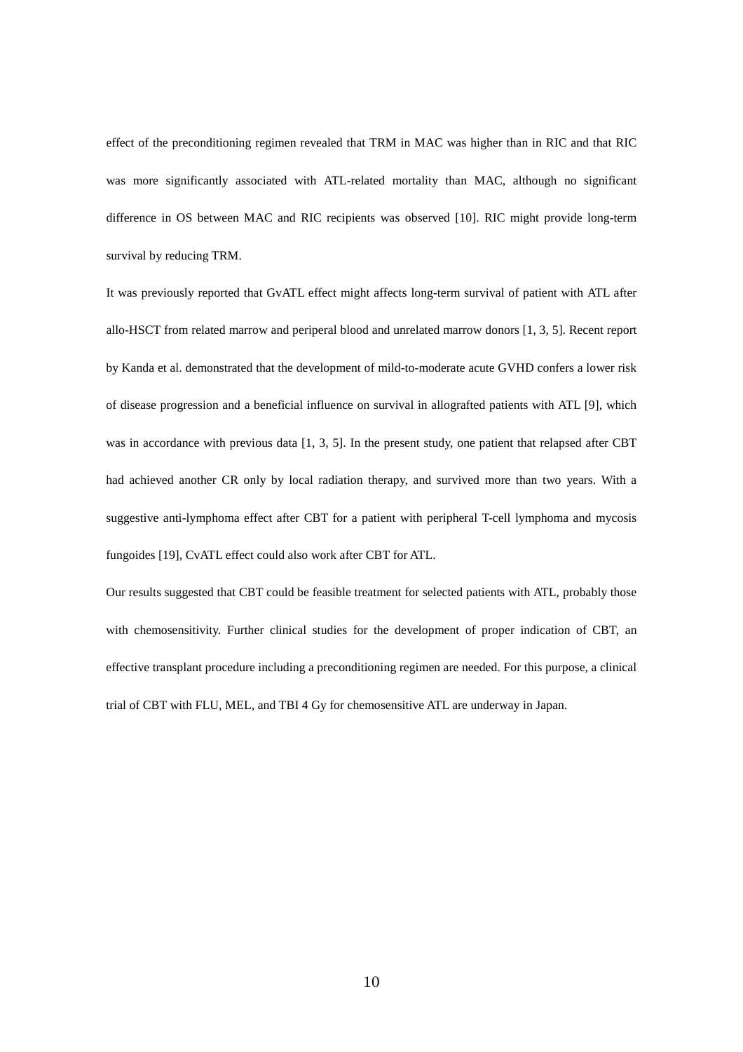effect of the preconditioning regimen revealed that TRM in MAC was higher than in RIC and that RIC was more significantly associated with ATL-related mortality than MAC, although no significant difference in OS between MAC and RIC recipients was observed [10]. RIC might provide long-term survival by reducing TRM.

It was previously reported that GvATL effect might affects long-term survival of patient with ATL after allo-HSCT from related marrow and periperal blood and unrelated marrow donors [1, 3, 5]. Recent report by Kanda et al. demonstrated that the development of mild-to-moderate acute GVHD confers a lower risk of disease progression and a beneficial influence on survival in allografted patients with ATL [9], which was in accordance with previous data [1, 3, 5]. In the present study, one patient that relapsed after CBT had achieved another CR only by local radiation therapy, and survived more than two years. With a suggestive anti-lymphoma effect after CBT for a patient with peripheral T-cell lymphoma and mycosis fungoides [19], CvATL effect could also work after CBT for ATL.

Our results suggested that CBT could be feasible treatment for selected patients with ATL, probably those with chemosensitivity. Further clinical studies for the development of proper indication of CBT, an effective transplant procedure including a preconditioning regimen are needed. For this purpose, a clinical trial of CBT with FLU, MEL, and TBI 4 Gy for chemosensitive ATL are underway in Japan.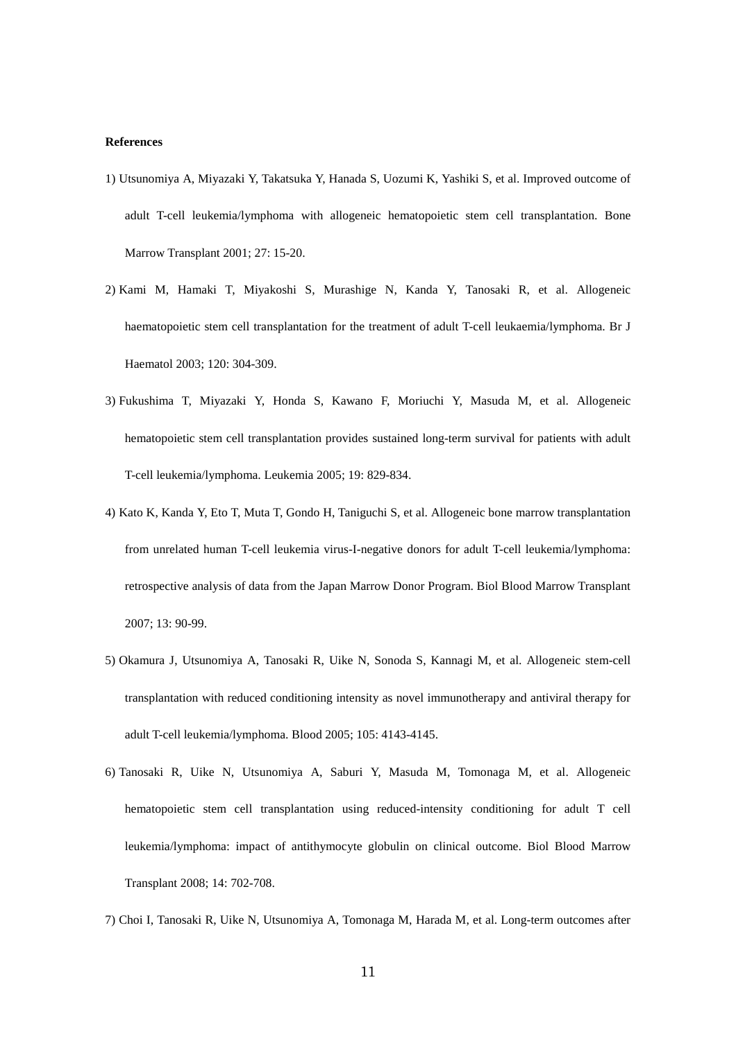**References**

1) Utsunomiya A, Miyazaki Y, Takatsuka Y, Hanada S, Uozumi K, Yashiki S, et al. Improved outcome of adult T-cell leukemia/lymphoma with allogeneic hematopoietic stem cell transplantation. Bone Marrow Transplant 2001; 27: 15-20.

2) Kami M, Hamaki T, Miyakoshi S, Murashige N, Kanda Y, Tanosaki R, et al. Allogeneic haematopoietic stem cell transplantation for the treatment of adult T-cell leukaemia/lymphoma. Br J Haematol 2003; 120: 304-309.

3) Fukushima T, Miyazaki Y, Honda S, Kawano F, Moriuchi Y, Masuda M, et al. Allogeneic hematopoietic stem cell transplantation provides sustained long-term survival for patients with adult T-cell leukemia/lymphoma. Leukemia 2005; 19: 829-834.

4) Kato K, Kanda Y, Eto T, Muta T, Gondo H, Taniguchi S, et al. Allogeneic bone marrow transplantation from unrelated human T-cell leukemia virus-I-negative donors for adult T-cell leukemia/lymphoma: retrospective analysis of data from the Japan Marrow Donor Program. Biol Blood Marrow Transplant 2007; 13: 90-99.

5) Okamura J, Utsunomiya A, Tanosaki R, Uike N, Sonoda S, Kannagi M, et al. Allogeneic stem-cell transplantation with reduced conditioning intensity as novel immunotherapy and antiviral therapy for adult T-cell leukemia/lymphoma. Blood 2005; 105: 4143-4145.

6) Tanosaki R, Uike N, Utsunomiya A, Saburi Y, Masuda M, Tomonaga M, et al. Allogeneic hematopoietic stem cell transplantation using reduced-intensity conditioning for adult T cell leukemia/lymphoma: impact of antithymocyte globulin on clinical outcome. Biol Blood Marrow Transplant 2008; 14: 702-708.

7) Choi I, Tanosaki R, Uike N, Utsunomiya A, Tomonaga M, Harada M, et al. Long-term outcomes after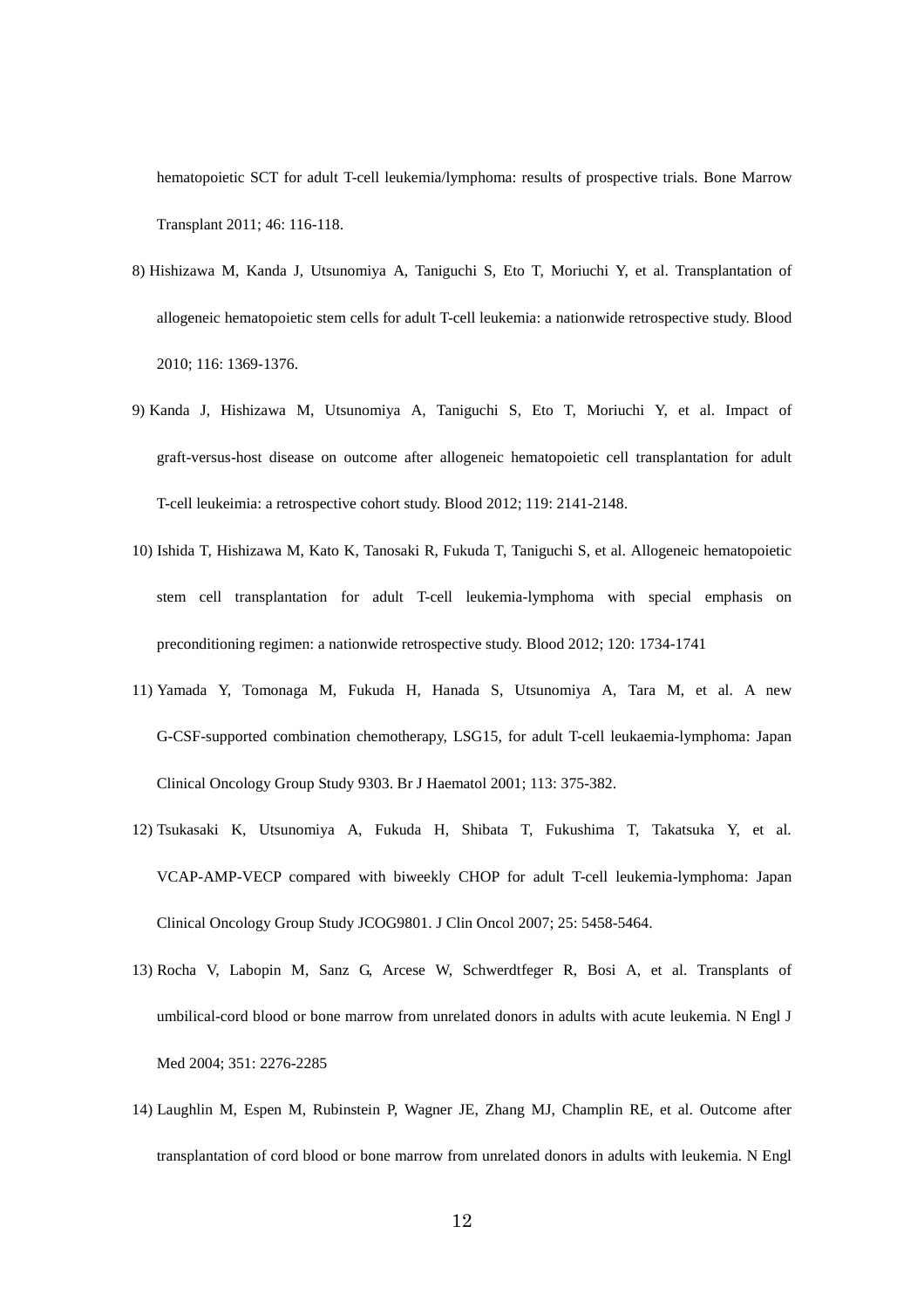hematopoietic SCT for adult T-cell leukemia/lymphoma: results of prospective trials. Bone Marrow Transplant 2011; 46: 116-118.

8) Hishizawa M, Kanda J, Utsunomiya A, Taniguchi S, Eto T, Moriuchi Y, et al. Transplantation of allogeneic hematopoietic stem cells for adult T-cell leukemia: a nationwide retrospective study. Blood 2010; 116: 1369-1376.

9) Kanda J, Hishizawa M, Utsunomiya A, Taniguchi S, Eto T, Moriuchi Y, et al. Impact of graft-versus-host disease on outcome after allogeneic hematopoietic cell transplantation for adult T-cell leukeimia: a retrospective cohort study. Blood 2012; 119: 2141-2148.

10) Ishida T, Hishizawa M, Kato K, Tanosaki R, Fukuda T, Taniguchi S, et al. Allogeneic hematopoietic stem cell transplantation for adult T-cell leukemia-lymphoma with special emphasis on preconditioning regimen: a nationwide retrospective study. Blood 2012; 120: 1734-1741

11) Yamada Y, Tomonaga M, Fukuda H, Hanada S, Utsunomiya A, Tara M, et al. A new G-CSF-supported combination chemotherapy, LSG15, for adult T-cell leukaemia-lymphoma: Japan Clinical Oncology Group Study 9303. Br J Haematol 2001; 113: 375-382.

12) Tsukasaki K, Utsunomiya A, Fukuda H, Shibata T, Fukushima T, Takatsuka Y, et al. VCAP-AMP-VECP compared with biweekly CHOP for adult T-cell leukemia-lymphoma: Japan Clinical Oncology Group Study JCOG9801. J Clin Oncol 2007; 25: 5458-5464.

13) Rocha V, Labopin M, Sanz G, Arcese W, Schwerdtfeger R, Bosi A, et al. Transplants of umbilical-cord blood or bone marrow from unrelated donors in adults with acute leukemia. N Engl J Med 2004; 351: 2276-2285

14) Laughlin M, Espen M, Rubinstein P, Wagner JE, Zhang MJ, Champlin RE, et al. Outcome after transplantation of cord blood or bone marrow from unrelated donors in adults with leukemia. N Engl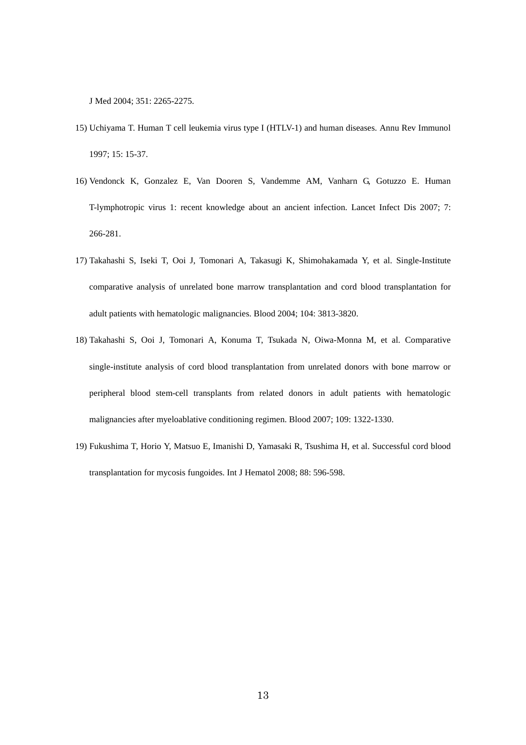J Med 2004; 351: 2265-2275.

15) Uchiyama T. Human T cell leukemia virus type I (HTLV-1) and human diseases. Annu Rev Immunol 1997; 15: 15-37.

16) Vendonck K, Gonzalez E, Van Dooren S, Vandemme AM, Vanharn G, Gotuzzo E. Human T-lymphotropic virus 1: recent knowledge about an ancient infection. Lancet Infect Dis 2007; 7: 266-281.

17) Takahashi S, Iseki T, Ooi J, Tomonari A, Takasugi K, Shimohakamada Y, et al. Single-Institute comparative analysis of unrelated bone marrow transplantation and cord blood transplantation for adult patients with hematologic malignancies. Blood 2004; 104: 3813-3820.

18) Takahashi S, Ooi J, Tomonari A, Konuma T, Tsukada N, Oiwa-Monna M, et al. Comparative single-institute analysis of cord blood transplantation from unrelated donors with bone marrow or peripheral blood stem-cell transplants from related donors in adult patients with hematologic malignancies after myeloablative conditioning regimen. Blood 2007; 109: 1322-1330.

19) Fukushima T, Horio Y, Matsuo E, Imanishi D, Yamasaki R, Tsushima H, et al. Successful cord blood transplantation for mycosis fungoides. Int J Hematol 2008; 88: 596-598.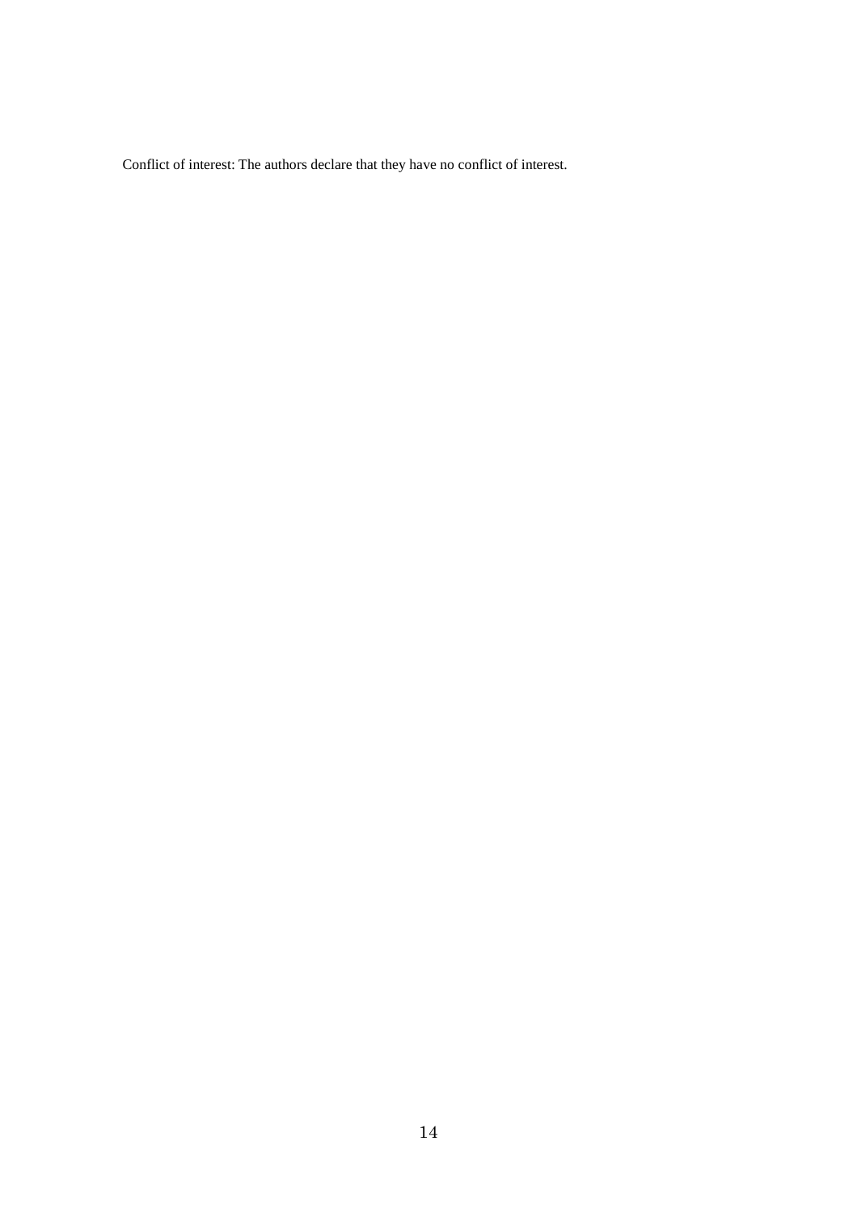Conflict of interest: The authors declare that they have no conflict of interest.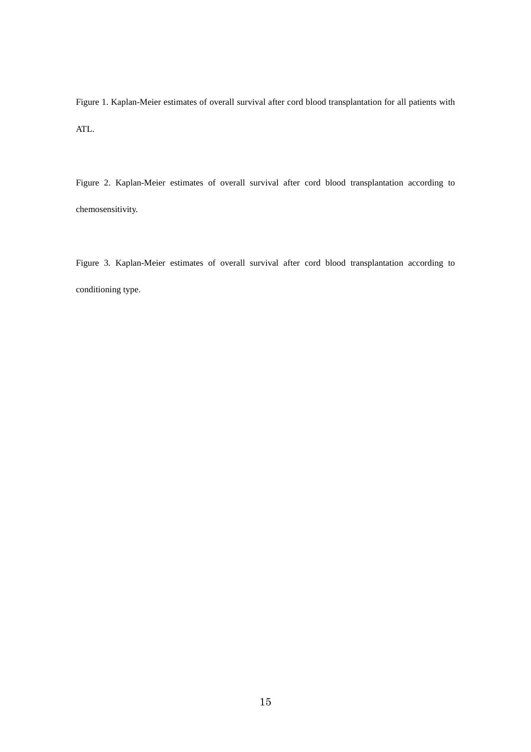Figure 1. Kaplan-Meier estimates of overall survival after cord blood transplantation for all patients with ATL.

Figure 2. Kaplan-Meier estimates of overall survival after cord blood transplantation according to chemosensitivity.

Figure 3. Kaplan-Meier estimates of overall survival after cord blood transplantation according to conditioning type.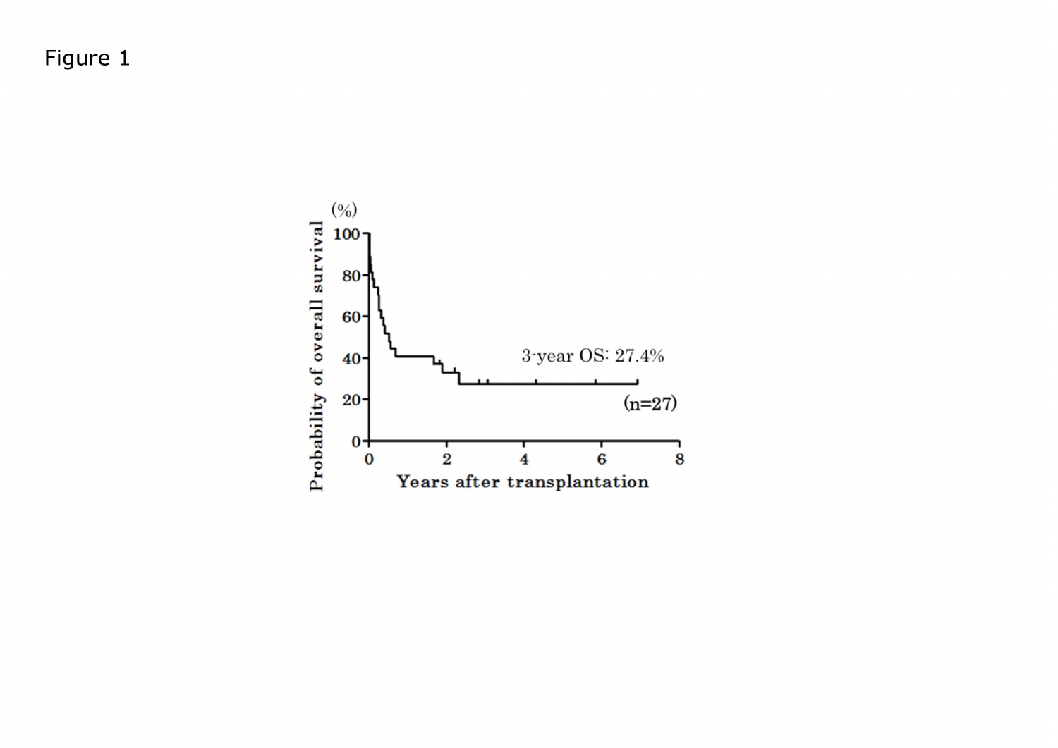Figure 1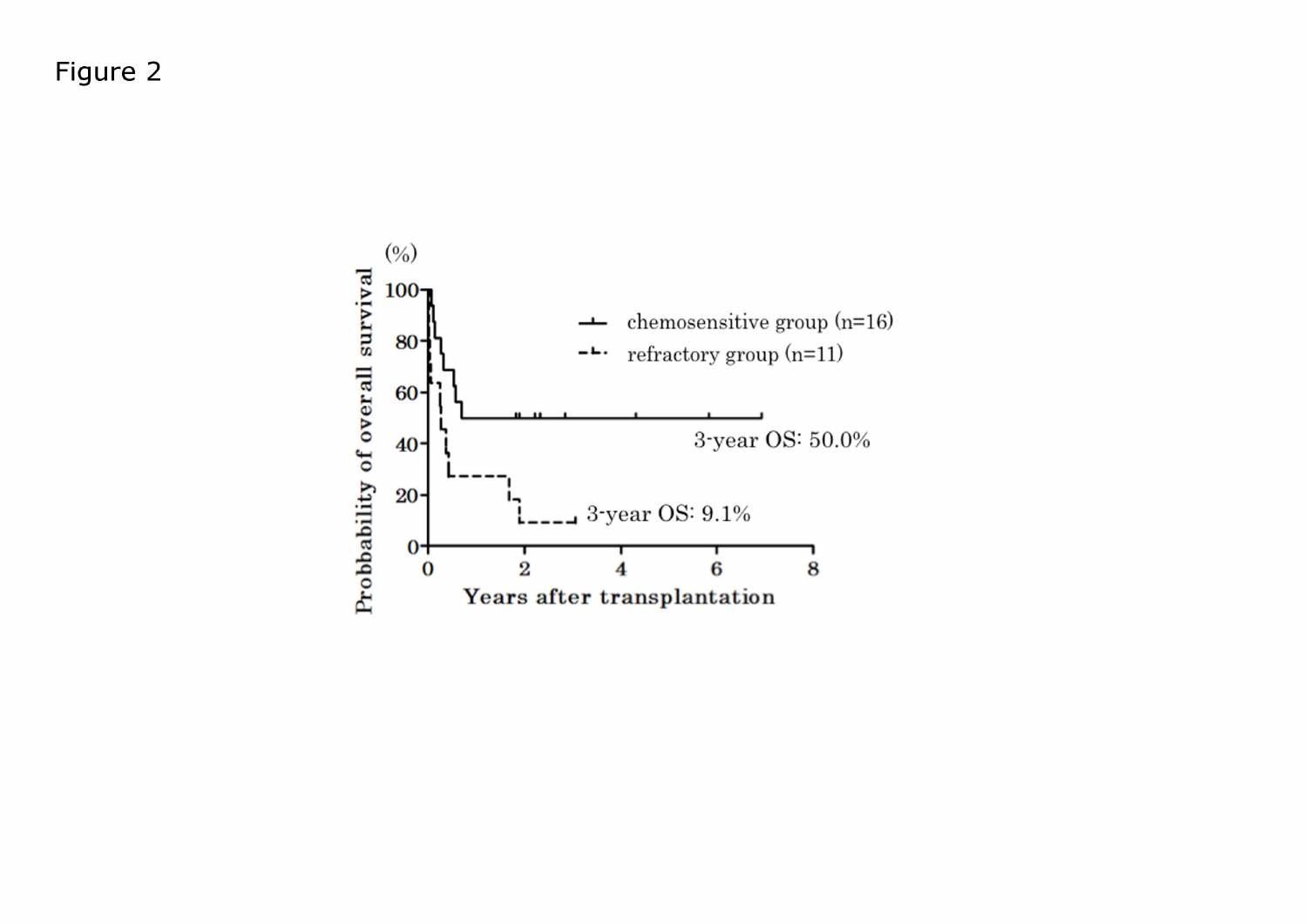Figure 2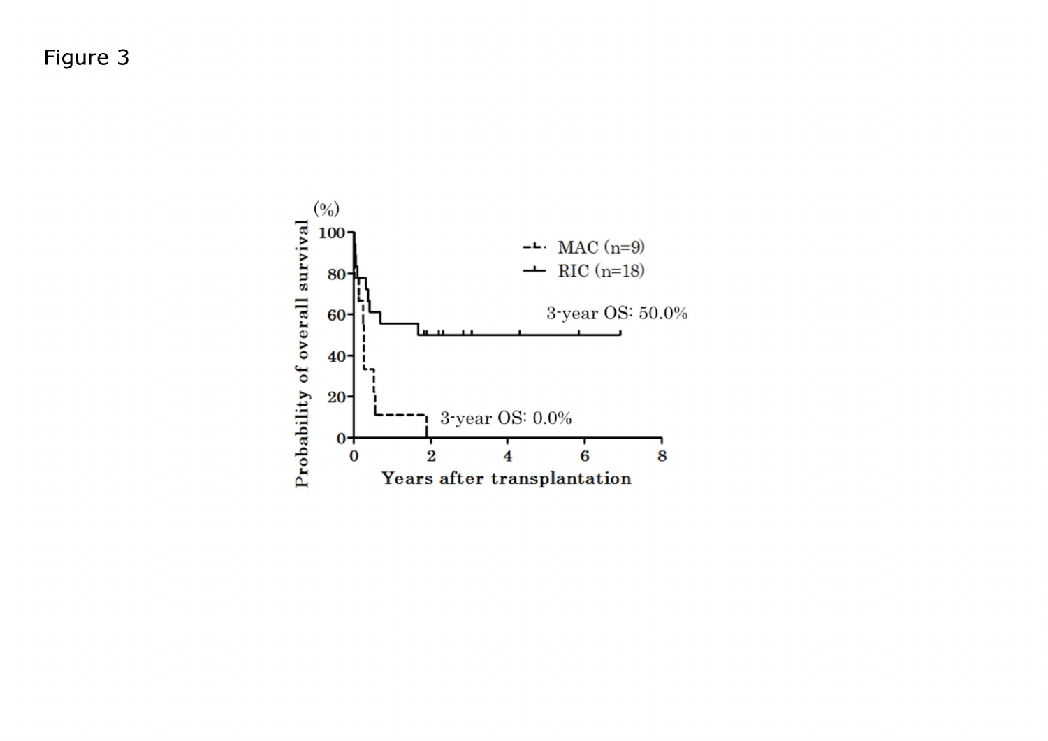Figure 3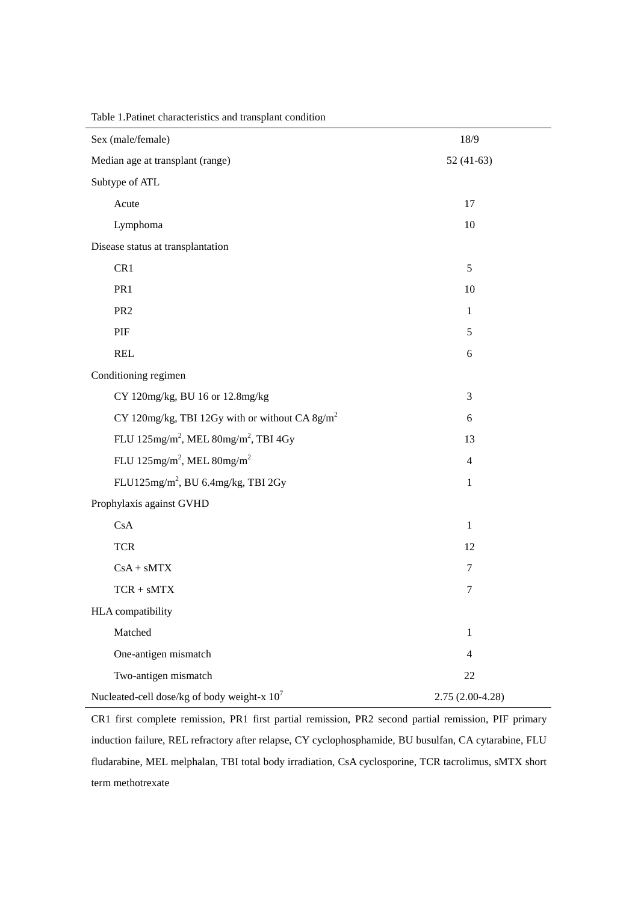Table 1.Patinet characteristics and transplant condition

| | |
|---|---|
| Sex (male/female) | 18/9 |
| Median age at transplant (range) | 52 (41-63) |
| Subtype of ATL | |
| Acute | 17 |
| Lymphoma | 10 |
| Disease status at transplantation | |
| CR1 | 5 |
| PR1 | 10 |
| PR2 | 1 |
| PIF | 5 |
| REL | 6 |
| Conditioning regimen | |
| CY 120mg/kg, BU 16 or 12.8mg/kg | 3 |
| CY 120mg/kg, TBI 12Gy with or without CA 8g/m$^2$ | 6 |
| FLU 125mg/m$^2$, MEL 80mg/m$^2$, TBI 4Gy | 13 |
| FLU 125mg/m$^2$, MEL 80mg/m$^2$ | 4 |
| FLU125mg/m$^2$, BU 6.4mg/kg, TBI 2Gy | 1 |
| Prophylaxis against GVHD | |
| CsA | 1 |
| TCR | 12 |
| CsA + sMTX | 7 |
| TCR + sMTX | 7 |
| HLA compatibility | |
| Matched | 1 |
| One-antigen mismatch | 4 |
| Two-antigen mismatch | 22 |
| Nucleated-cell dose/kg of body weight-x $10^7$ | 2.75 (2.00-4.28) |

CR1 first complete remission, PR1 first partial remission, PR2 second partial remission, PIF primary induction failure, REL refractory after relapse, CY cyclophosphamide, BU busulfan, CA cytarabine, FLU fludarabine, MEL melphalan, TBI total body irradiation, CsA cyclosporine, TCR tacrolimus, sMTX short term methotrexate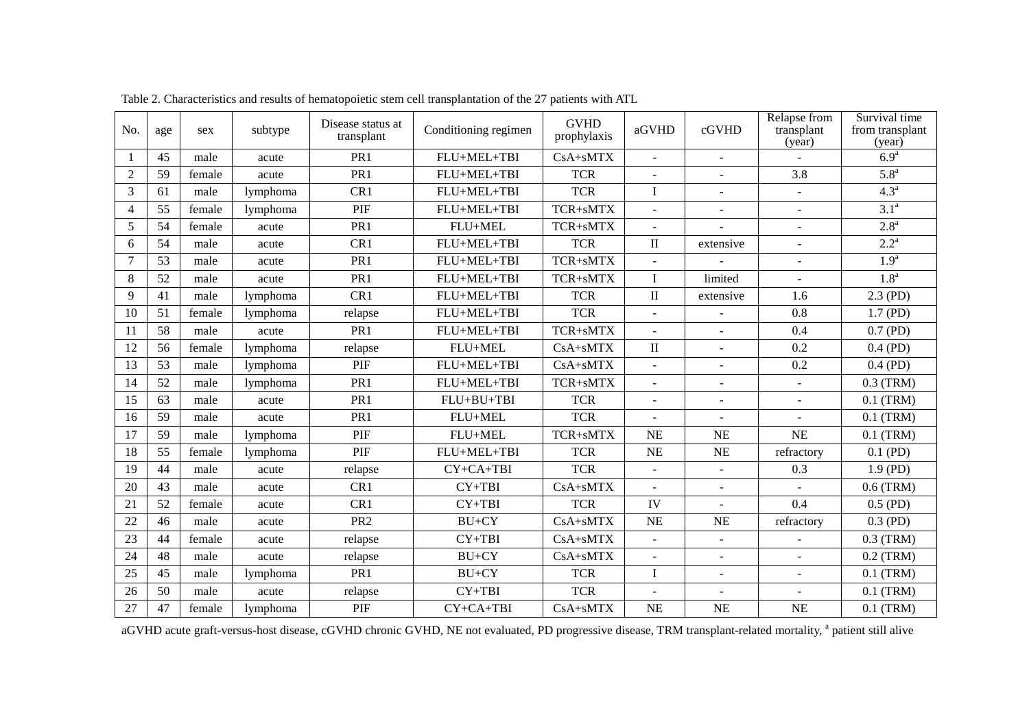Table 2. Characteristics and results of hematopoietic stem cell transplantation of the 27 patients with ATL

| No. | age | sex | subtype | Disease status at transplant | Conditioning regimen | GVHD prophylaxis | aGVHD | cGVHD | Relapse from transplant (year) | Survival time from transplant (year) |
|---|---|---|---|---|---|---|---|---|---|---|
| 1 | 45 | male | acute | PR1 | FLU+MEL+TBI | CsA+sMTX | - | - | - | 6.9[a] |
| 2 | 59 | female | acute | PR1 | FLU+MEL+TBI | TCR | - | - | 3.8 | 5.8[a] |
| 3 | 61 | male | lymphoma | CR1 | FLU+MEL+TBI | TCR | I | - | - | 4.3[a] |
| 4 | 55 | female | lymphoma | PIF | FLU+MEL+TBI | TCR+sMTX | - | - | - | 3.1[a] |
| 5 | 54 | female | acute | PR1 | FLU+MEL | TCR+sMTX | - | - | - | 2.8[a] |
| 6 | 54 | male | acute | CR1 | FLU+MEL+TBI | TCR | II | extensive | - | 2.2[a] |
| 7 | 53 | male | acute | PR1 | FLU+MEL+TBI | TCR+sMTX | - | - | - | 1.9[a] |
| 8 | 52 | male | acute | PR1 | FLU+MEL+TBI | TCR+sMTX | I | limited | - | 1.8[a] |
| 9 | 41 | male | lymphoma | CR1 | FLU+MEL+TBI | TCR | II | extensive | 1.6 | 2.3 (PD) |
| 10 | 51 | female | lymphoma | relapse | FLU+MEL+TBI | TCR | - | - | 0.8 | 1.7 (PD) |
| 11 | 58 | male | acute | PR1 | FLU+MEL+TBI | TCR+sMTX | - | - | 0.4 | 0.7 (PD) |
| 12 | 56 | female | lymphoma | relapse | FLU+MEL | CsA+sMTX | II | - | 0.2 | 0.4 (PD) |
| 13 | 53 | male | lymphoma | PIF | FLU+MEL+TBI | CsA+sMTX | - | - | 0.2 | 0.4 (PD) |
| 14 | 52 | male | lymphoma | PR1 | FLU+MEL+TBI | TCR+sMTX | - | - | - | 0.3 (TRM) |
| 15 | 63 | male | acute | PR1 | FLU+BU+TBI | TCR | - | - | - | 0.1 (TRM) |
| 16 | 59 | male | acute | PR1 | FLU+MEL | TCR | - | - | - | 0.1 (TRM) |
| 17 | 59 | male | lymphoma | PIF | FLU+MEL | TCR+sMTX | NE | NE | NE | 0.1 (TRM) |
| 18 | 55 | female | lymphoma | PIF | FLU+MEL+TBI | TCR | NE | NE | refractory | 0.1 (PD) |
| 19 | 44 | male | acute | relapse | CY+CA+TBI | TCR | - | - | 0.3 | 1.9 (PD) |
| 20 | 43 | male | acute | CR1 | CY+TBI | CsA+sMTX | - | - | - | 0.6 (TRM) |
| 21 | 52 | female | acute | CR1 | CY+TBI | TCR | IV | - | 0.4 | 0.5 (PD) |
| 22 | 46 | male | acute | PR2 | BU+CY | CsA+sMTX | NE | NE | refractory | 0.3 (PD) |
| 23 | 44 | female | acute | relapse | CY+TBI | CsA+sMTX | - | - | - | 0.3 (TRM) |
| 24 | 48 | male | acute | relapse | BU+CY | CsA+sMTX | - | - | - | 0.2 (TRM) |
| 25 | 45 | male | lymphoma | PR1 | BU+CY | TCR | I | - | - | 0.1 (TRM) |
| 26 | 50 | male | acute | relapse | CY+TBI | TCR | - | - | - | 0.1 (TRM) |
| 27 | 47 | female | lymphoma | PIF | CY+CA+TBI | CsA+sMTX | NE | NE | NE | 0.1 (TRM) |

aGVHD acute graft-versus-host disease, cGVHD chronic GVHD, NE not evaluated, PD progressive disease, TRM transplant-related mortality, [a] patient still alive